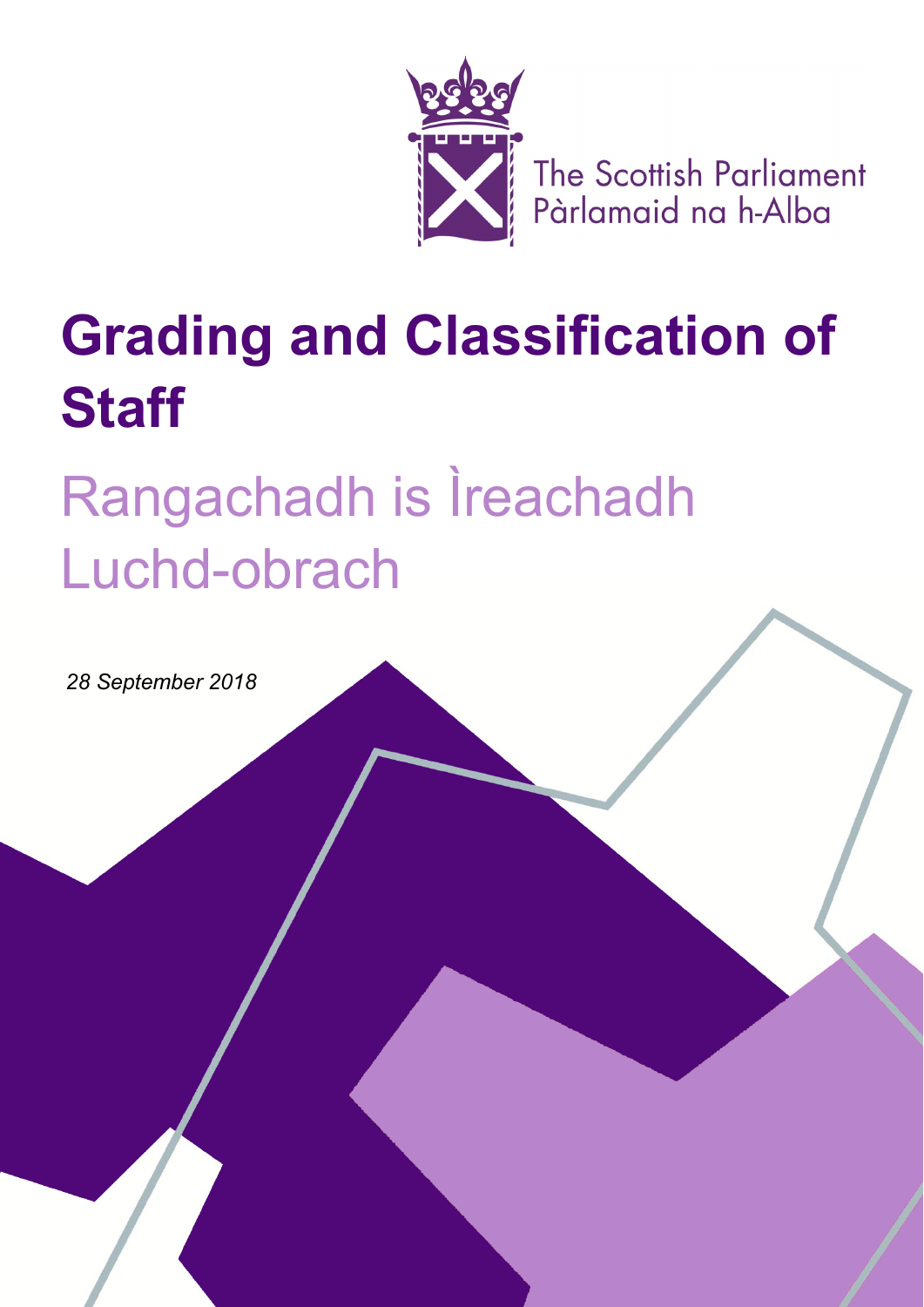The Scottish Parliament
Pàrlamaid na h-Alba

# Grading and Classification of Staff

## Rangachadh is Ìreachadh Luchd-obrach

*28 September 2018*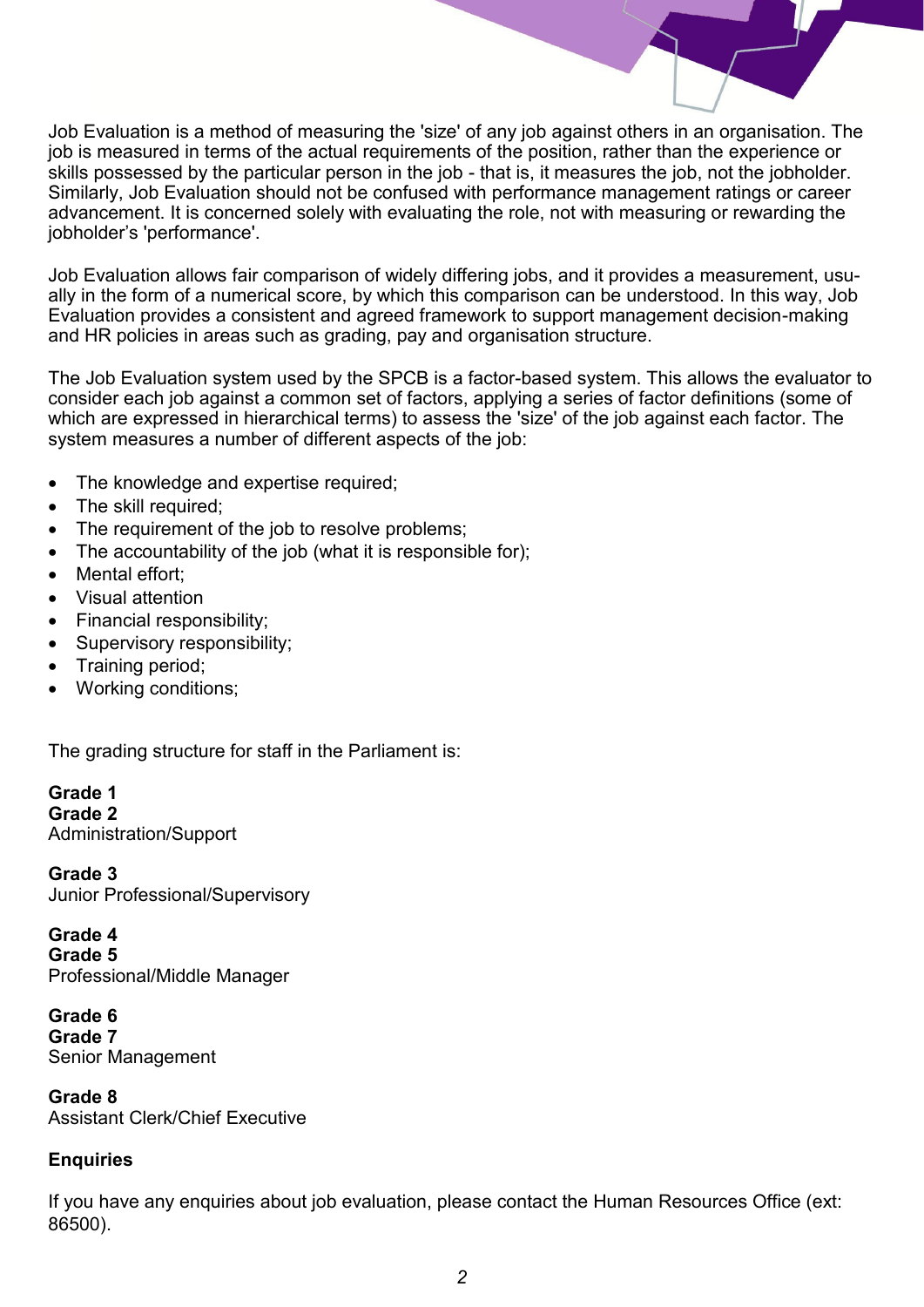Job Evaluation is a method of measuring the 'size' of any job against others in an organisation. The job is measured in terms of the actual requirements of the position, rather than the experience or skills possessed by the particular person in the job - that is, it measures the job, not the jobholder. Similarly, Job Evaluation should not be confused with performance management ratings or career advancement. It is concerned solely with evaluating the role, not with measuring or rewarding the jobholder's 'performance'.

Job Evaluation allows fair comparison of widely differing jobs, and it provides a measurement, usually in the form of a numerical score, by which this comparison can be understood. In this way, Job Evaluation provides a consistent and agreed framework to support management decision-making and HR policies in areas such as grading, pay and organisation structure.

The Job Evaluation system used by the SPCB is a factor-based system. This allows the evaluator to consider each job against a common set of factors, applying a series of factor definitions (some of which are expressed in hierarchical terms) to assess the 'size' of the job against each factor. The system measures a number of different aspects of the job:

- The knowledge and expertise required;
- The skill required;
- The requirement of the job to resolve problems;
- The accountability of the job (what it is responsible for);
- Mental effort;
- Visual attention
- Financial responsibility;
- Supervisory responsibility;
- Training period;
- Working conditions;

The grading structure for staff in the Parliament is:

**Grade 1**
**Grade 2**
Administration/Support

**Grade 3**
Junior Professional/Supervisory

**Grade 4**
**Grade 5**
Professional/Middle Manager

**Grade 6**
**Grade 7**
Senior Management

**Grade 8**
Assistant Clerk/Chief Executive

**Enquiries**

If you have any enquiries about job evaluation, please contact the Human Resources Office (ext: 86500).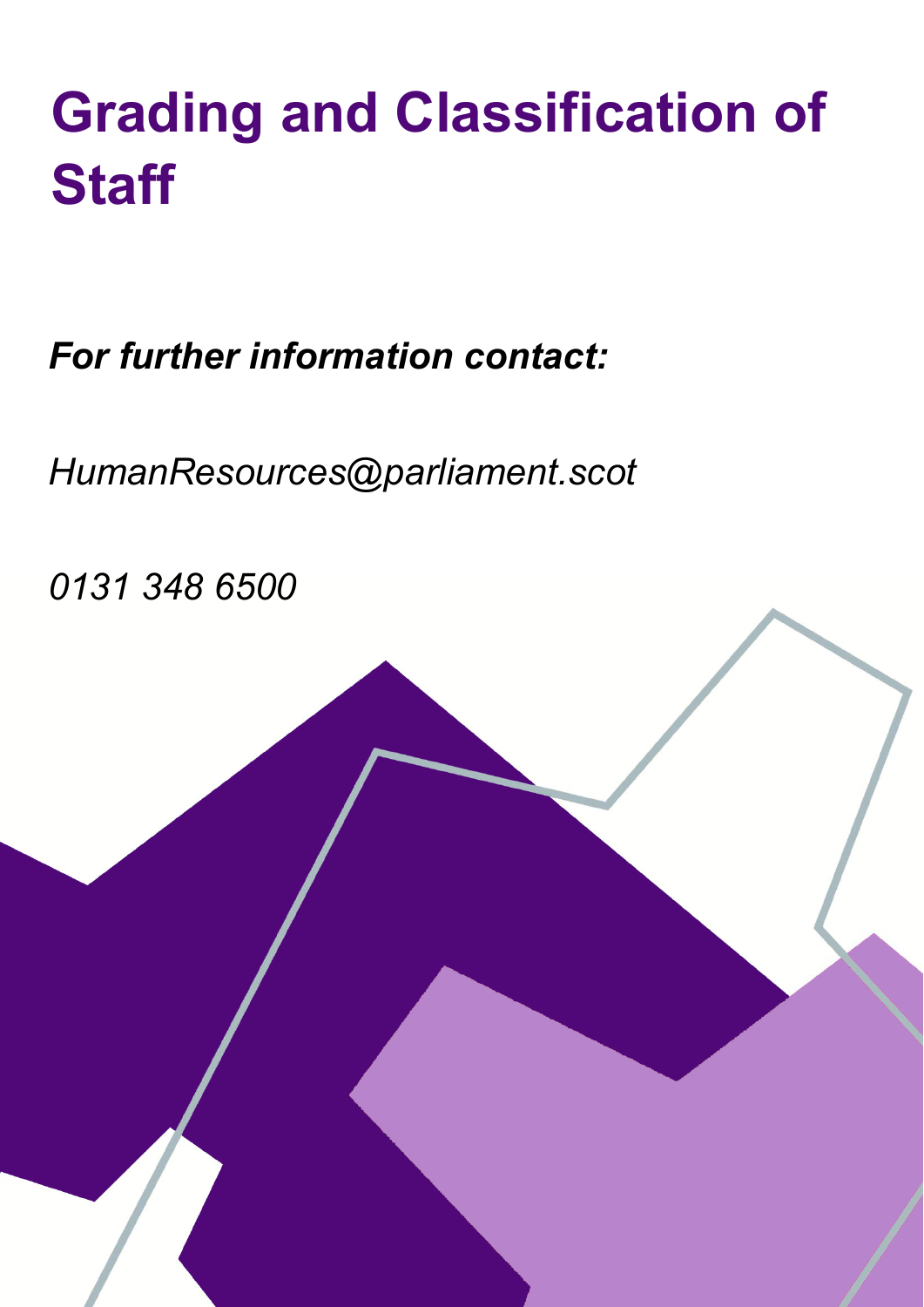# Grading and Classification of Staff

***For further information contact:***

*HumanResources@parliament.scot*

*0131 348 6500*